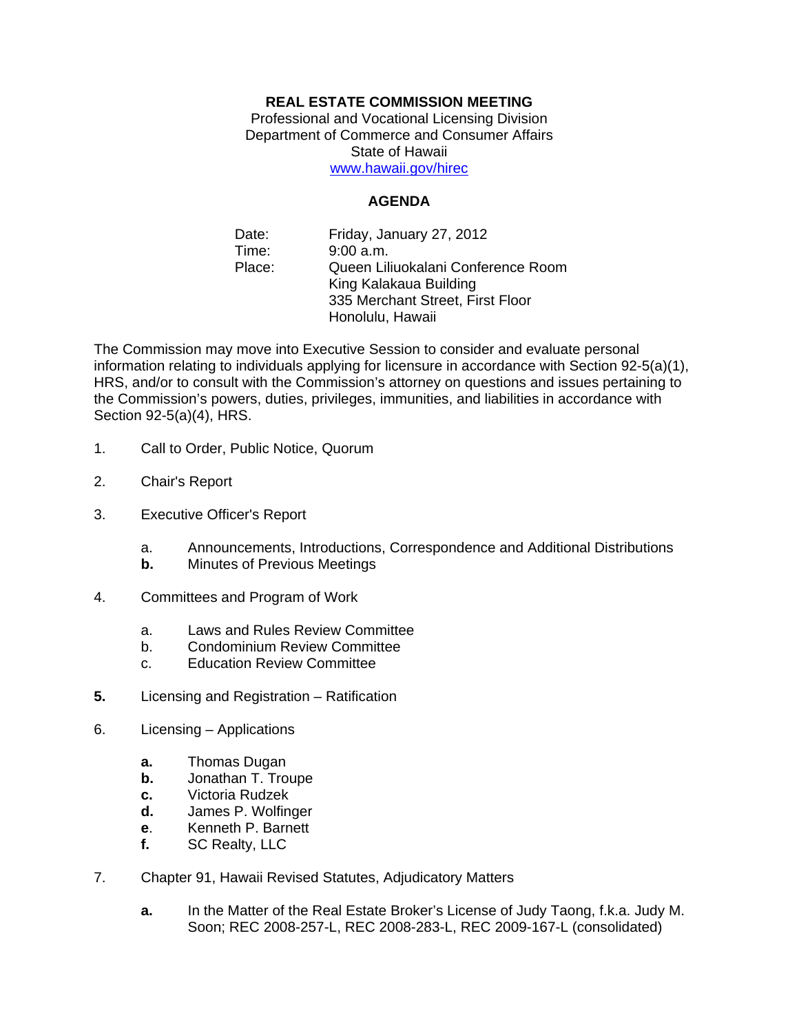# REAL ESTATE COMMISSION MEETING

Professional and Vocational Licensing Division
Department of Commerce and Consumer Affairs
State of Hawaii
www.hawaii.gov/hirec

## AGENDA

Date: Friday, January 27, 2012
Time: 9:00 a.m.
Place: Queen Liliuokalani Conference Room
King Kalakaua Building
335 Merchant Street, First Floor
Honolulu, Hawaii

The Commission may move into Executive Session to consider and evaluate personal information relating to individuals applying for licensure in accordance with Section 92-5(a)(1), HRS, and/or to consult with the Commission's attorney on questions and issues pertaining to the Commission's powers, duties, privileges, immunities, and liabilities in accordance with Section 92-5(a)(4), HRS.

1. Call to Order, Public Notice, Quorum

2. Chair's Report

3. Executive Officer's Report

   a. Announcements, Introductions, Correspondence and Additional Distributions
   **b.** Minutes of Previous Meetings

4. Committees and Program of Work

   a. Laws and Rules Review Committee
   b. Condominium Review Committee
   c. Education Review Committee

**5.** Licensing and Registration – Ratification

6. Licensing – Applications

   **a.** Thomas Dugan
   **b.** Jonathan T. Troupe
   **c.** Victoria Rudzek
   **d.** James P. Wolfinger
   **e**. Kenneth P. Barnett
   **f.** SC Realty, LLC

7. Chapter 91, Hawaii Revised Statutes, Adjudicatory Matters

   **a.** In the Matter of the Real Estate Broker's License of Judy Taong, f.k.a. Judy M. Soon; REC 2008-257-L, REC 2008-283-L, REC 2009-167-L (consolidated)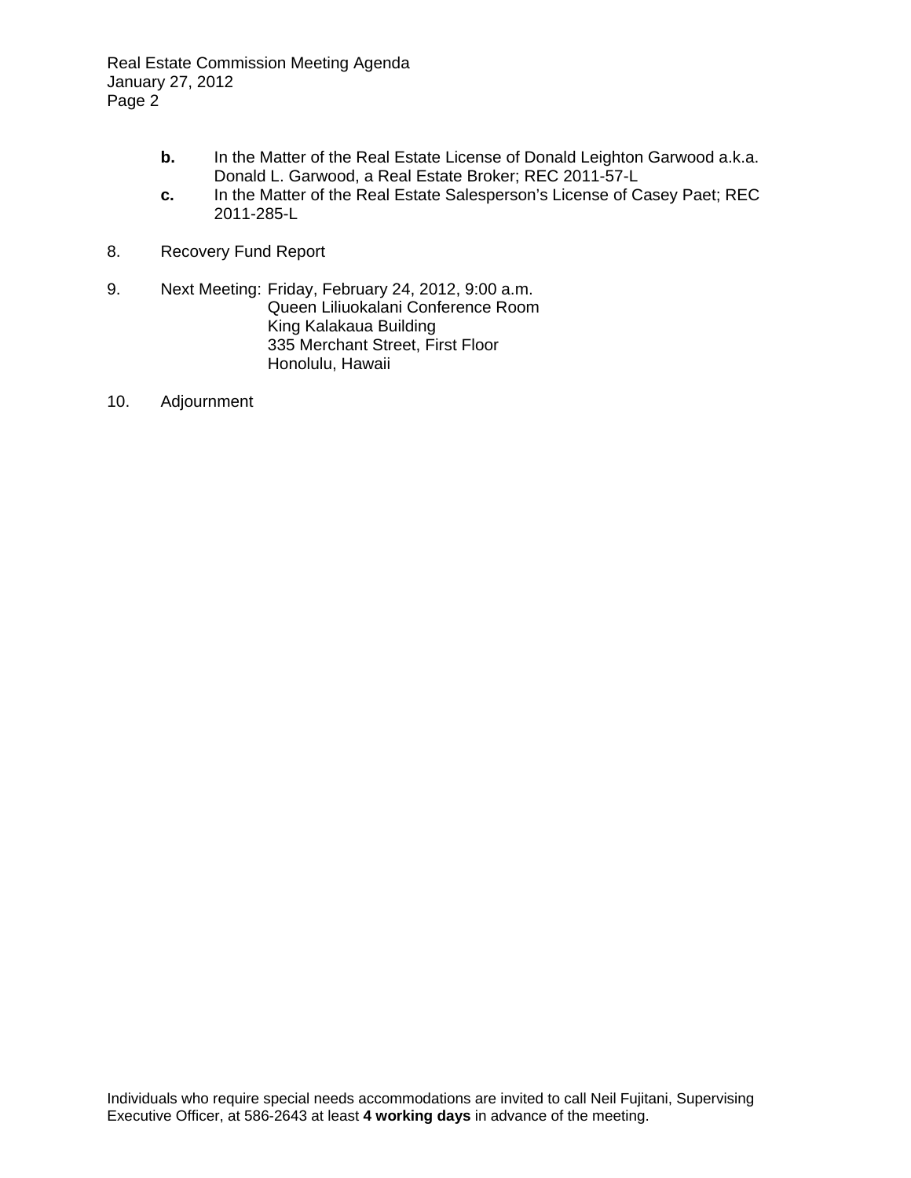- **b.** In the Matter of the Real Estate License of Donald Leighton Garwood a.k.a. Donald L. Garwood, a Real Estate Broker; REC 2011-57-L
- **c.** In the Matter of the Real Estate Salesperson's License of Casey Paet; REC 2011-285-L

8. Recovery Fund Report

9. Next Meeting: Friday, February 24, 2012, 9:00 a.m.
   Queen Liliuokalani Conference Room
   King Kalakaua Building
   335 Merchant Street, First Floor
   Honolulu, Hawaii

10. Adjournment

Individuals who require special needs accommodations are invited to call Neil Fujitani, Supervising Executive Officer, at 586-2643 at least **4 working days** in advance of the meeting.